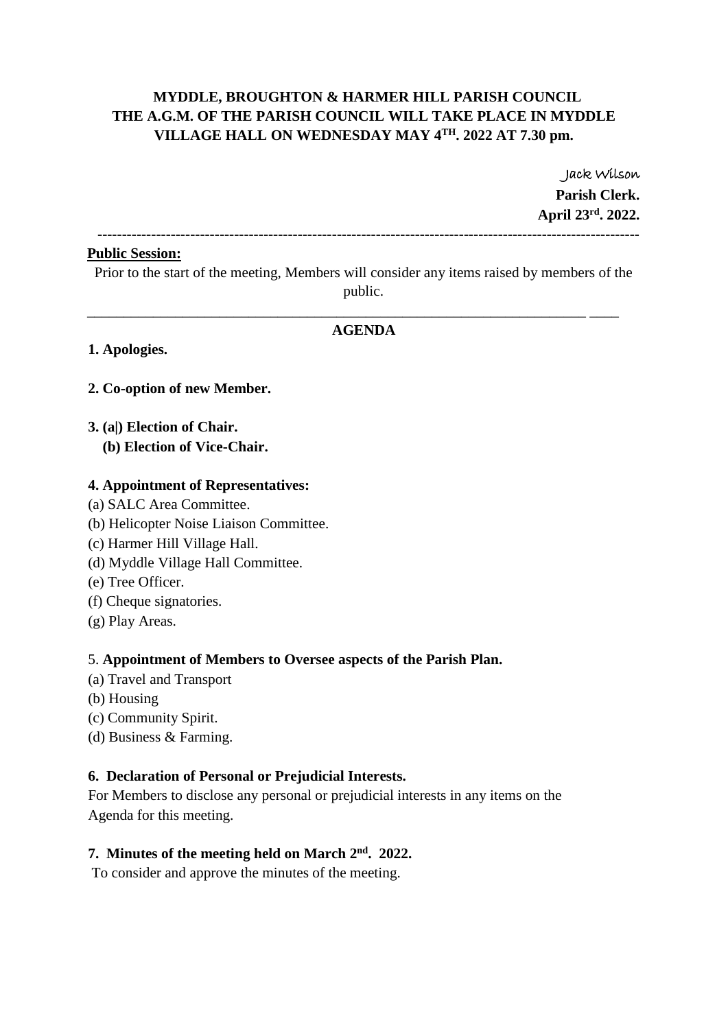**MYDDLE, BROUGHTON & HARMER HILL PARISH COUNCIL**
**THE A.G.M. OF THE PARISH COUNCIL WILL TAKE PLACE IN MYDDLE VILLAGE HALL ON WEDNESDAY MAY 4TH. 2022 AT 7.30 pm.**

Jack Wilson
**Parish Clerk.**
**April 23rd. 2022.**

---

**Public Session:**

Prior to the start of the meeting, Members will consider any items raised by members of the public.

---

**AGENDA**

**1. Apologies.**

**2. Co-option of new Member.**

**3. (a|) Election of Chair.**
**(b) Election of Vice-Chair.**

**4. Appointment of Representatives:**

(a) SALC Area Committee.
(b) Helicopter Noise Liaison Committee.
(c) Harmer Hill Village Hall.
(d) Myddle Village Hall Committee.
(e) Tree Officer.
(f) Cheque signatories.
(g) Play Areas.

5. **Appointment of Members to Oversee aspects of the Parish Plan.**

(a) Travel and Transport
(b) Housing
(c) Community Spirit.
(d) Business & Farming.

**6. Declaration of Personal or Prejudicial Interests.**

For Members to disclose any personal or prejudicial interests in any items on the Agenda for this meeting.

**7. Minutes of the meeting held on March 2nd. 2022.**

To consider and approve the minutes of the meeting.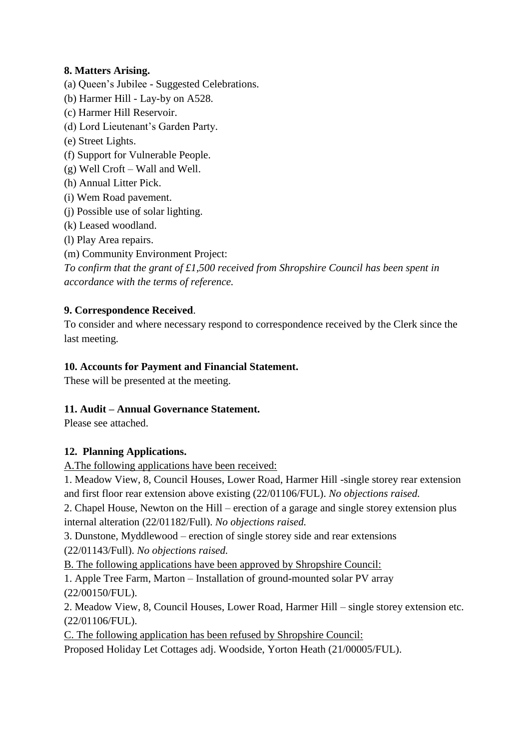**8. Matters Arising.**

(a) Queen's Jubilee - Suggested Celebrations.
(b) Harmer Hill - Lay-by on A528.
(c) Harmer Hill Reservoir.
(d) Lord Lieutenant's Garden Party.
(e) Street Lights.
(f) Support for Vulnerable People.
(g) Well Croft – Wall and Well.
(h) Annual Litter Pick.
(i) Wem Road pavement.
(j) Possible use of solar lighting.
(k) Leased woodland.
(l) Play Area repairs.
(m) Community Environment Project:
*To confirm that the grant of £1,500 received from Shropshire Council has been spent in accordance with the terms of reference.*

**9. Correspondence Received**.

To consider and where necessary respond to correspondence received by the Clerk since the last meeting.

**10. Accounts for Payment and Financial Statement.**

These will be presented at the meeting.

**11. Audit – Annual Governance Statement.**

Please see attached.

**12. Planning Applications.**

<u>A.The following applications have been received:</u>

1. Meadow View, 8, Council Houses, Lower Road, Harmer Hill -single storey rear extension and first floor rear extension above existing (22/01106/FUL). *No objections raised.*
2. Chapel House, Newton on the Hill – erection of a garage and single storey extension plus internal alteration (22/01182/Full). *No objections raised.*
3. Dunstone, Myddlewood – erection of single storey side and rear extensions (22/01143/Full). *No objections raised.*

<u>B. The following applications have been approved by Shropshire Council:</u>

1. Apple Tree Farm, Marton – Installation of ground-mounted solar PV array (22/00150/FUL).
2. Meadow View, 8, Council Houses, Lower Road, Harmer Hill – single storey extension etc. (22/01106/FUL).

<u>C. The following application has been refused by Shropshire Council:</u>

Proposed Holiday Let Cottages adj. Woodside, Yorton Heath (21/00005/FUL).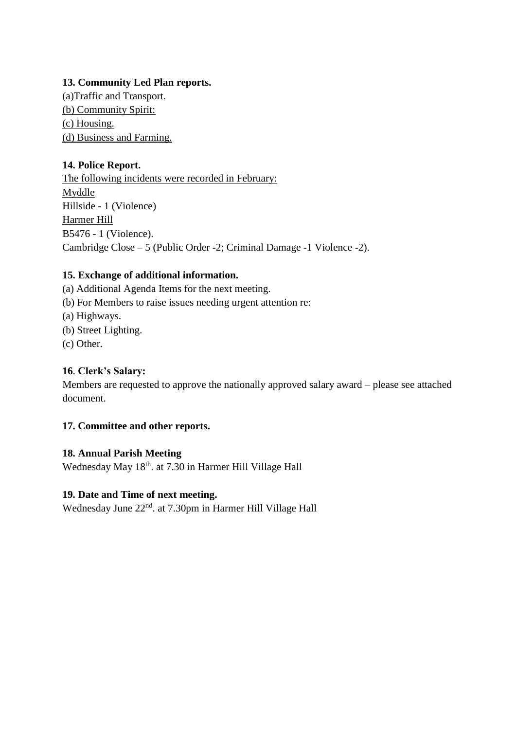**13. Community Led Plan reports.**

(a)Traffic and Transport.

(b) Community Spirit:

(c) Housing.

(d) Business and Farming.

**14. Police Report.**

The following incidents were recorded in February:

Myddle

Hillside - 1 (Violence)

Harmer Hill

B5476 - 1 (Violence).

Cambridge Close – 5 (Public Order -2; Criminal Damage -1 Violence -2).

**15. Exchange of additional information.**

(a) Additional Agenda Items for the next meeting.

(b) For Members to raise issues needing urgent attention re:

(a) Highways.

(b) Street Lighting.

(c) Other.

**16. Clerk's Salary:**

Members are requested to approve the nationally approved salary award – please see attached document.

**17. Committee and other reports.**

**18. Annual Parish Meeting**

Wednesday May 18th. at 7.30 in Harmer Hill Village Hall

**19. Date and Time of next meeting.**

Wednesday June 22nd. at 7.30pm in Harmer Hill Village Hall